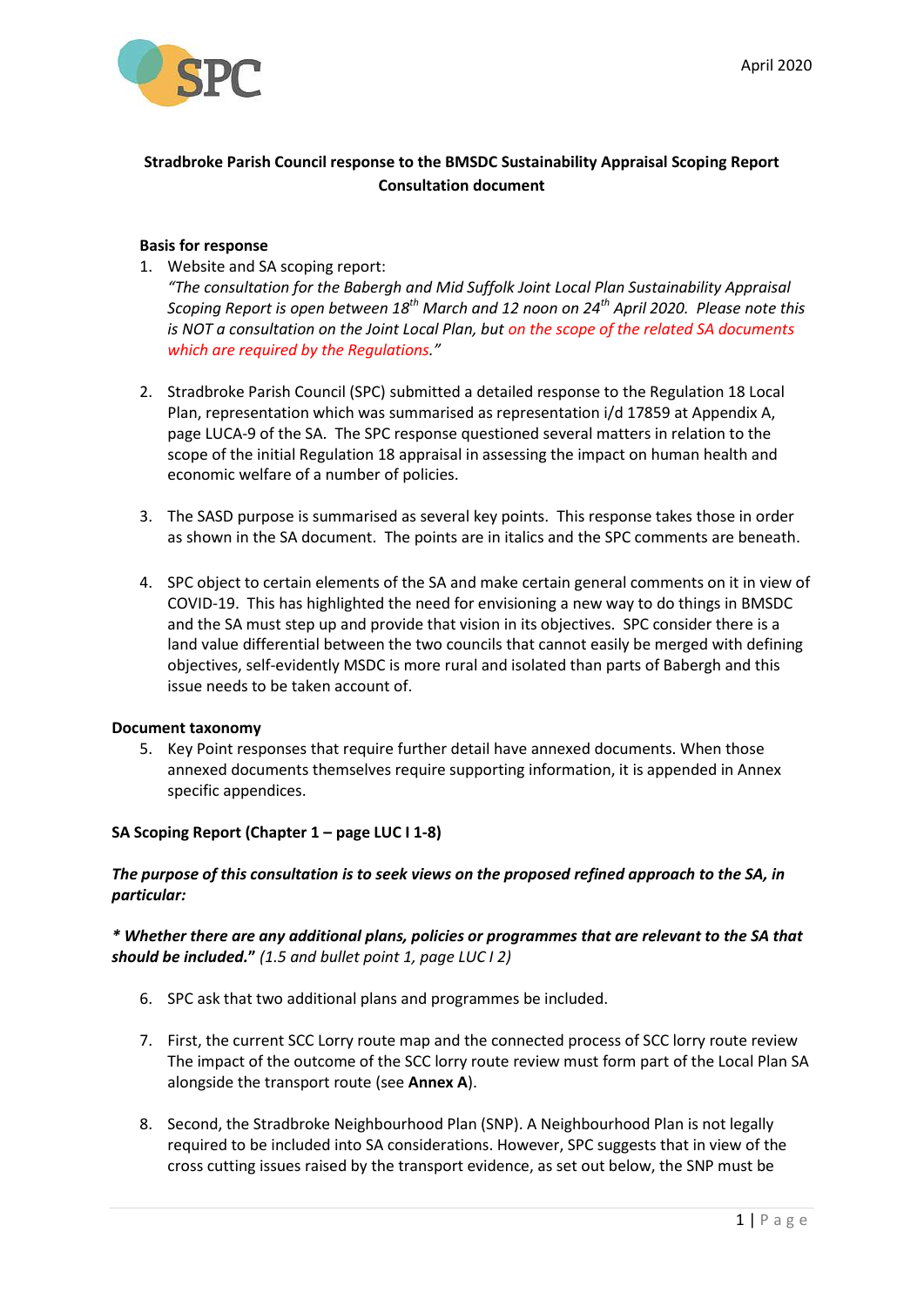April 2020

**Stradbroke Parish Council response to the BMSDC Sustainability Appraisal Scoping Report Consultation document**

**Basis for response**

1. Website and SA scoping report:
   *"The consultation for the Babergh and Mid Suffolk Joint Local Plan Sustainability Appraisal Scoping Report is open between 18th March and 12 noon on 24th April 2020. Please note this is NOT a consultation on the Joint Local Plan, but on the scope of the related SA documents which are required by the Regulations."*

2. Stradbroke Parish Council (SPC) submitted a detailed response to the Regulation 18 Local Plan, representation which was summarised as representation i/d 17859 at Appendix A, page LUCA-9 of the SA. The SPC response questioned several matters in relation to the scope of the initial Regulation 18 appraisal in assessing the impact on human health and economic welfare of a number of policies.

3. The SASD purpose is summarised as several key points. This response takes those in order as shown in the SA document. The points are in italics and the SPC comments are beneath.

4. SPC object to certain elements of the SA and make certain general comments on it in view of COVID-19. This has highlighted the need for envisioning a new way to do things in BMSDC and the SA must step up and provide that vision in its objectives. SPC consider there is a land value differential between the two councils that cannot easily be merged with defining objectives, self-evidently MSDC is more rural and isolated than parts of Babergh and this issue needs to be taken account of.

**Document taxonomy**

5. Key Point responses that require further detail have annexed documents. When those annexed documents themselves require supporting information, it is appended in Annex specific appendices.

**SA Scoping Report (Chapter 1 – page LUC I 1-8)**

***The purpose of this consultation is to seek views on the proposed refined approach to the SA, in particular:***

***\* Whether there are any additional plans, policies or programmes that are relevant to the SA that should be included."*** *(1.5 and bullet point 1, page LUC I 2)*

6. SPC ask that two additional plans and programmes be included.

7. First, the current SCC Lorry route map and the connected process of SCC lorry route review The impact of the outcome of the SCC lorry route review must form part of the Local Plan SA alongside the transport route (see **Annex A**).

8. Second, the Stradbroke Neighbourhood Plan (SNP). A Neighbourhood Plan is not legally required to be included into SA considerations. However, SPC suggests that in view of the cross cutting issues raised by the transport evidence, as set out below, the SNP must be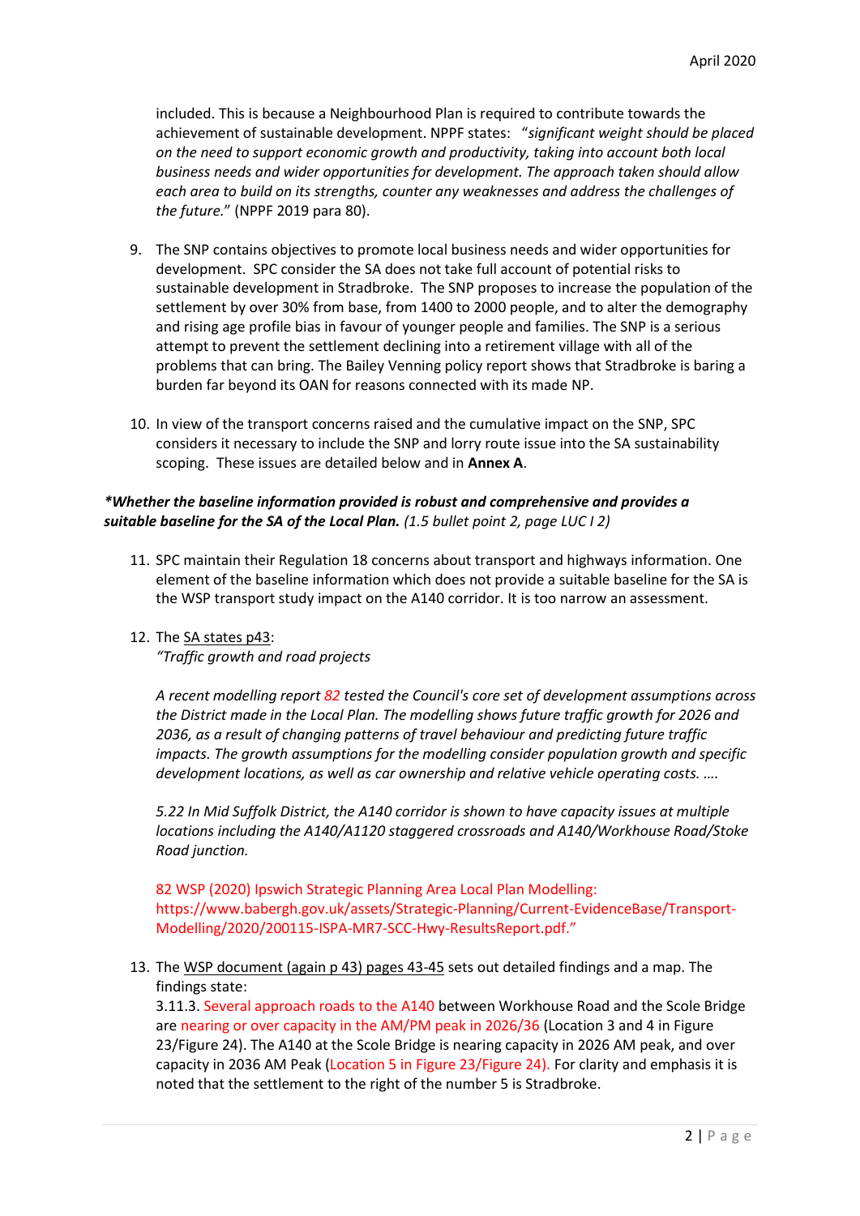included. This is because a Neighbourhood Plan is required to contribute towards the achievement of sustainable development. NPPF states: "*significant weight should be placed on the need to support economic growth and productivity, taking into account both local business needs and wider opportunities for development. The approach taken should allow each area to build on its strengths, counter any weaknesses and address the challenges of the future.*" (NPPF 2019 para 80).

9. The SNP contains objectives to promote local business needs and wider opportunities for development. SPC consider the SA does not take full account of potential risks to sustainable development in Stradbroke. The SNP proposes to increase the population of the settlement by over 30% from base, from 1400 to 2000 people, and to alter the demography and rising age profile bias in favour of younger people and families. The SNP is a serious attempt to prevent the settlement declining into a retirement village with all of the problems that can bring. The Bailey Venning policy report shows that Stradbroke is baring a burden far beyond its OAN for reasons connected with its made NP.

10. In view of the transport concerns raised and the cumulative impact on the SNP, SPC considers it necessary to include the SNP and lorry route issue into the SA sustainability scoping. These issues are detailed below and in **Annex A**.

***Whether the baseline information provided is robust and comprehensive and provides a suitable baseline for the SA of the Local Plan.** (1.5 bullet point 2, page LUC I 2)*

11. SPC maintain their Regulation 18 concerns about transport and highways information. One element of the baseline information which does not provide a suitable baseline for the SA is the WSP transport study impact on the A140 corridor. It is too narrow an assessment.

12. The SA states p43:
*"Traffic growth and road projects*

*A recent modelling report 82 tested the Council's core set of development assumptions across the District made in the Local Plan. The modelling shows future traffic growth for 2026 and 2036, as a result of changing patterns of travel behaviour and predicting future traffic impacts. The growth assumptions for the modelling consider population growth and specific development locations, as well as car ownership and relative vehicle operating costs. ….*

*5.22 In Mid Suffolk District, the A140 corridor is shown to have capacity issues at multiple locations including the A140/A1120 staggered crossroads and A140/Workhouse Road/Stoke Road junction.*

82 WSP (2020) Ipswich Strategic Planning Area Local Plan Modelling: https://www.babergh.gov.uk/assets/Strategic-Planning/Current-EvidenceBase/Transport-Modelling/2020/200115-ISPA-MR7-SCC-Hwy-ResultsReport.pdf."

13. The WSP document (again p 43) pages 43-45 sets out detailed findings and a map. The findings state:
3.11.3. Several approach roads to the A140 between Workhouse Road and the Scole Bridge are nearing or over capacity in the AM/PM peak in 2026/36 (Location 3 and 4 in Figure 23/Figure 24). The A140 at the Scole Bridge is nearing capacity in 2026 AM peak, and over capacity in 2036 AM Peak (Location 5 in Figure 23/Figure 24). For clarity and emphasis it is noted that the settlement to the right of the number 5 is Stradbroke.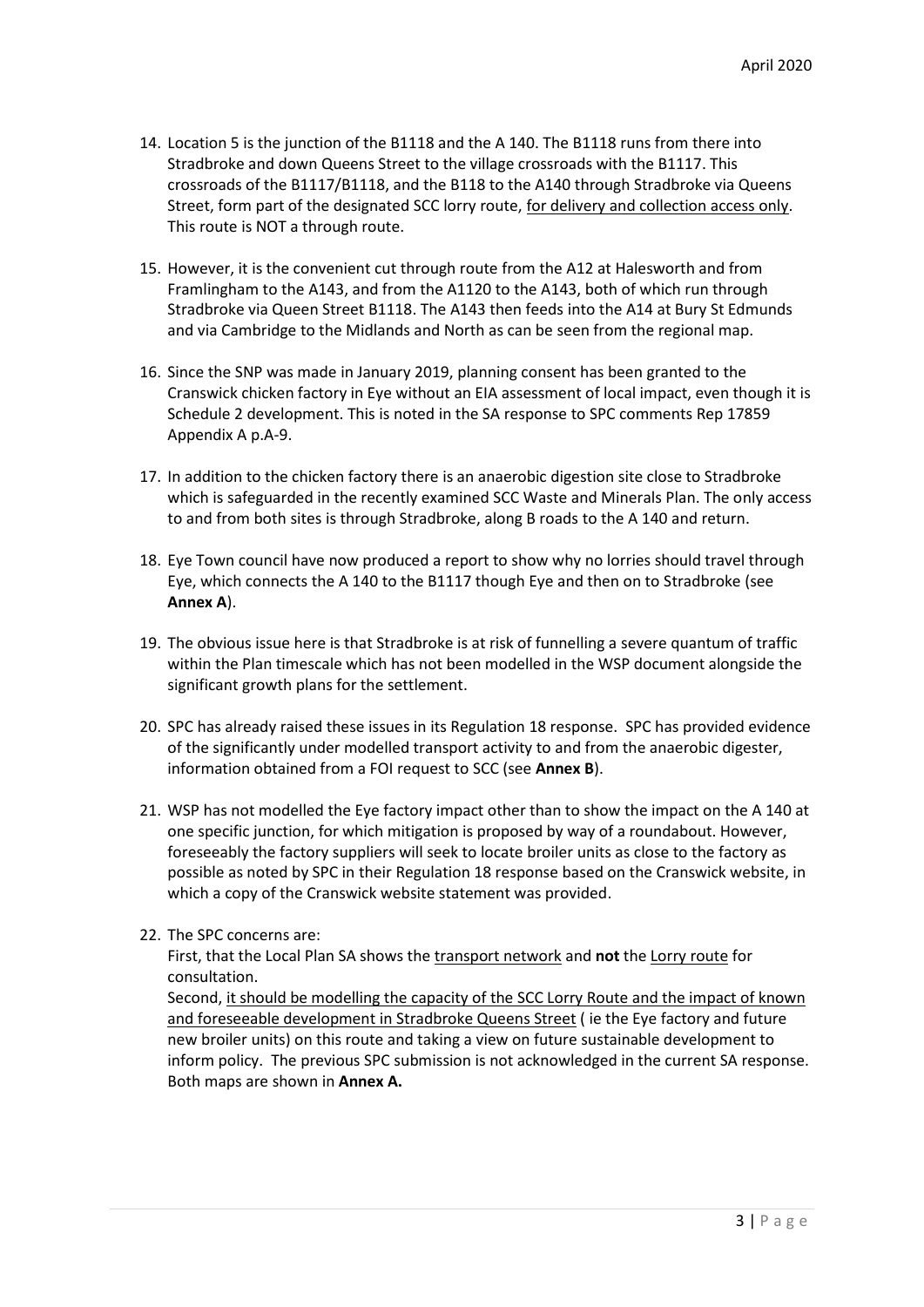14. Location 5 is the junction of the B1118 and the A 140. The B1118 runs from there into Stradbroke and down Queens Street to the village crossroads with the B1117. This crossroads of the B1117/B1118, and the B118 to the A140 through Stradbroke via Queens Street, form part of the designated SCC lorry route, <u>for delivery and collection access only</u>. This route is NOT a through route.

15. However, it is the convenient cut through route from the A12 at Halesworth and from Framlingham to the A143, and from the A1120 to the A143, both of which run through Stradbroke via Queen Street B1118. The A143 then feeds into the A14 at Bury St Edmunds and via Cambridge to the Midlands and North as can be seen from the regional map.

16. Since the SNP was made in January 2019, planning consent has been granted to the Cranswick chicken factory in Eye without an EIA assessment of local impact, even though it is Schedule 2 development. This is noted in the SA response to SPC comments Rep 17859 Appendix A p.A-9.

17. In addition to the chicken factory there is an anaerobic digestion site close to Stradbroke which is safeguarded in the recently examined SCC Waste and Minerals Plan. The only access to and from both sites is through Stradbroke, along B roads to the A 140 and return.

18. Eye Town council have now produced a report to show why no lorries should travel through Eye, which connects the A 140 to the B1117 though Eye and then on to Stradbroke (see **Annex A**).

19. The obvious issue here is that Stradbroke is at risk of funnelling a severe quantum of traffic within the Plan timescale which has not been modelled in the WSP document alongside the significant growth plans for the settlement.

20. SPC has already raised these issues in its Regulation 18 response. SPC has provided evidence of the significantly under modelled transport activity to and from the anaerobic digester, information obtained from a FOI request to SCC (see **Annex B**).

21. WSP has not modelled the Eye factory impact other than to show the impact on the A 140 at one specific junction, for which mitigation is proposed by way of a roundabout. However, foreseeably the factory suppliers will seek to locate broiler units as close to the factory as possible as noted by SPC in their Regulation 18 response based on the Cranswick website, in which a copy of the Cranswick website statement was provided.

22. The SPC concerns are:
    First, that the Local Plan SA shows the <u>transport network</u> and **not** the <u>Lorry route</u> for consultation.
    Second, <u>it should be modelling the capacity of the SCC Lorry Route and the impact of known and foreseeable development in Stradbroke Queens Street</u> ( ie the Eye factory and future new broiler units) on this route and taking a view on future sustainable development to inform policy. The previous SPC submission is not acknowledged in the current SA response. Both maps are shown in **Annex A.**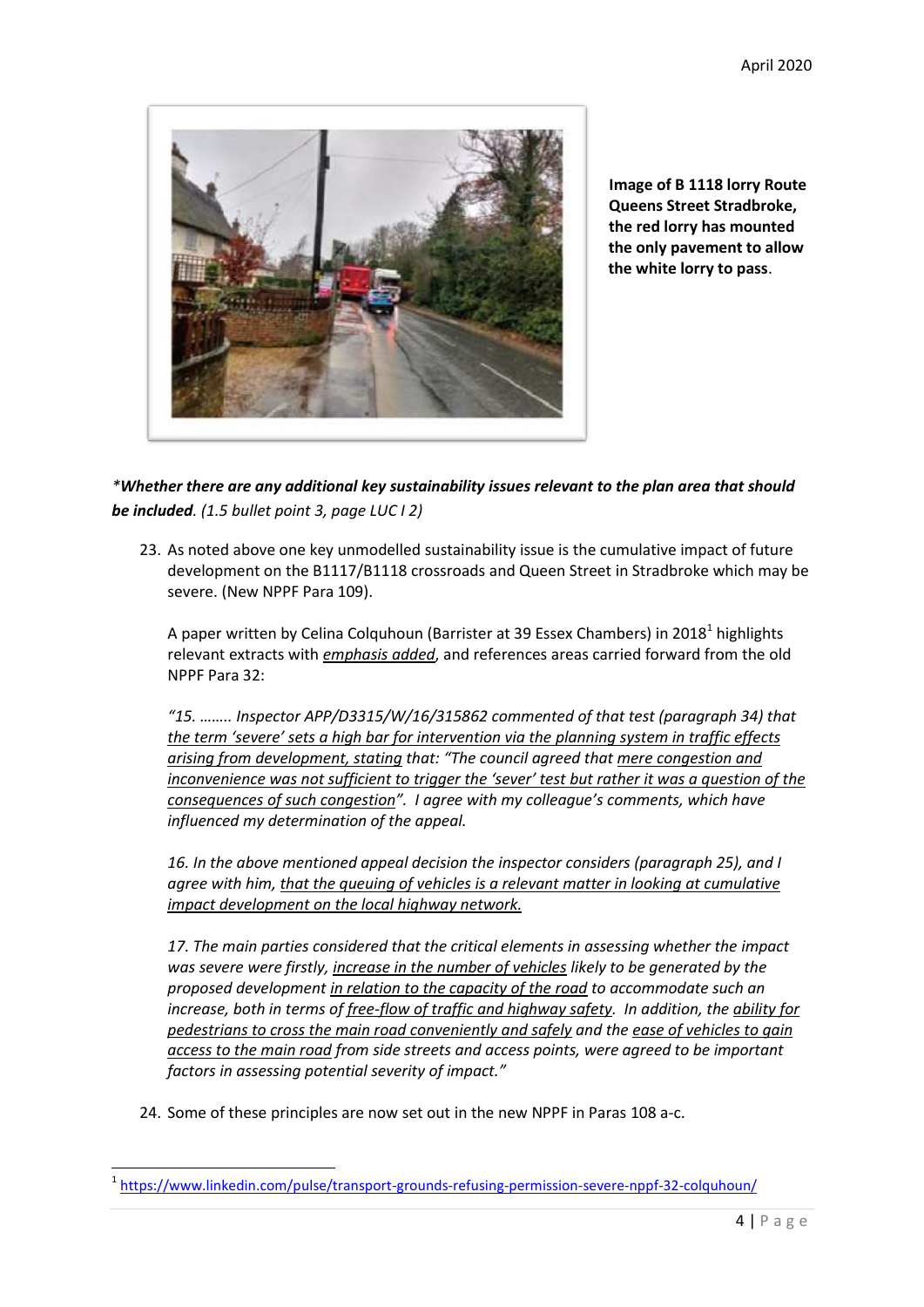**Image of B 1118 lorry Route Queens Street Stradbroke, the red lorry has mounted the only pavement to allow the white lorry to pass**.

***Whether there are any additional key sustainability issues relevant to the plan area that should be included**. (1.5 bullet point 3, page LUC I 2)*

23. As noted above one key unmodelled sustainability issue is the cumulative impact of future development on the B1117/B1118 crossroads and Queen Street in Stradbroke which may be severe. (New NPPF Para 109).

    A paper written by Celina Colquhoun (Barrister at 39 Essex Chambers) in 2018[1] highlights relevant extracts with *emphasis added*, and references areas carried forward from the old NPPF Para 32:

    *"15. …….. Inspector APP/D3315/W/16/315862 commented of that test (paragraph 34) that the term 'severe' sets a high bar for intervention via the planning system in traffic effects arising from development, stating that: "The council agreed that mere congestion and inconvenience was not sufficient to trigger the 'sever' test but rather it was a question of the consequences of such congestion". I agree with my colleague's comments, which have influenced my determination of the appeal.*

    *16. In the above mentioned appeal decision the inspector considers (paragraph 25), and I agree with him, that the queuing of vehicles is a relevant matter in looking at cumulative impact development on the local highway network.*

    *17. The main parties considered that the critical elements in assessing whether the impact was severe were firstly, increase in the number of vehicles likely to be generated by the proposed development in relation to the capacity of the road to accommodate such an increase, both in terms of free-flow of traffic and highway safety. In addition, the ability for pedestrians to cross the main road conveniently and safely and the ease of vehicles to gain access to the main road from side streets and access points, were agreed to be important factors in assessing potential severity of impact."*

24. Some of these principles are now set out in the new NPPF in Paras 108 a-c.

---

[1] https://www.linkedin.com/pulse/transport-grounds-refusing-permission-severe-nppf-32-colquhoun/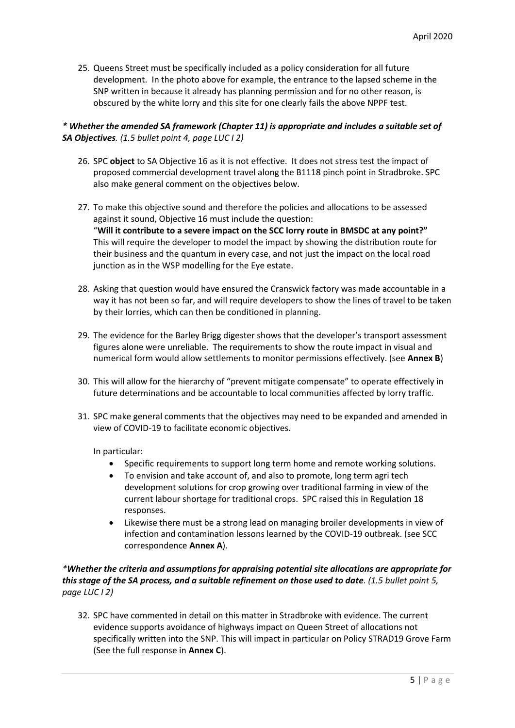25. Queens Street must be specifically included as a policy consideration for all future development. In the photo above for example, the entrance to the lapsed scheme in the SNP written in because it already has planning permission and for no other reason, is obscured by the white lorry and this site for one clearly fails the above NPPF test.

***\* Whether the amended SA framework (Chapter 11) is appropriate and includes a suitable set of SA Objectives**. (1.5 bullet point 4, page LUC I 2)*

26. SPC **object** to SA Objective 16 as it is not effective. It does not stress test the impact of proposed commercial development travel along the B1118 pinch point in Stradbroke. SPC also make general comment on the objectives below.

27. To make this objective sound and therefore the policies and allocations to be assessed against it sound, Objective 16 must include the question:
    "**Will it contribute to a severe impact on the SCC lorry route in BMSDC at any point?"**
    This will require the developer to model the impact by showing the distribution route for their business and the quantum in every case, and not just the impact on the local road junction as in the WSP modelling for the Eye estate.

28. Asking that question would have ensured the Cranswick factory was made accountable in a way it has not been so far, and will require developers to show the lines of travel to be taken by their lorries, which can then be conditioned in planning.

29. The evidence for the Barley Brigg digester shows that the developer's transport assessment figures alone were unreliable. The requirements to show the route impact in visual and numerical form would allow settlements to monitor permissions effectively. (see **Annex B**)

30. This will allow for the hierarchy of "prevent mitigate compensate" to operate effectively in future determinations and be accountable to local communities affected by lorry traffic.

31. SPC make general comments that the objectives may need to be expanded and amended in view of COVID-19 to facilitate economic objectives.

    In particular:

    - Specific requirements to support long term home and remote working solutions.
    - To envision and take account of, and also to promote, long term agri tech development solutions for crop growing over traditional farming in view of the current labour shortage for traditional crops. SPC raised this in Regulation 18 responses.
    - Likewise there must be a strong lead on managing broiler developments in view of infection and contamination lessons learned by the COVID-19 outbreak. (see SCC correspondence **Annex A**).

***\*Whether the criteria and assumptions for appraising potential site allocations are appropriate for this stage of the SA process, and a suitable refinement on those used to date**. (1.5 bullet point 5, page LUC I 2)*

32. SPC have commented in detail on this matter in Stradbroke with evidence. The current evidence supports avoidance of highways impact on Queen Street of allocations not specifically written into the SNP. This will impact in particular on Policy STRAD19 Grove Farm (See the full response in **Annex C**).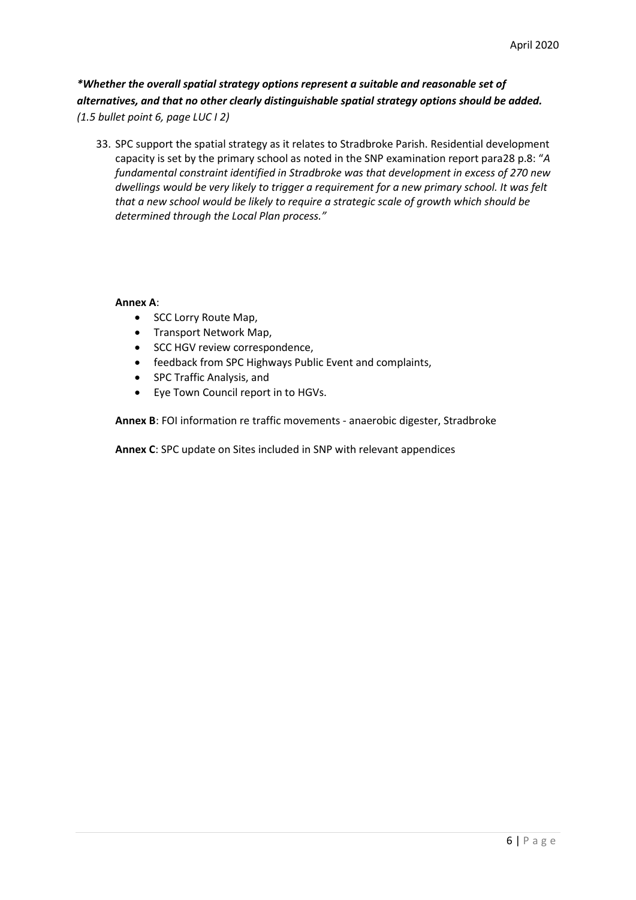***Whether the overall spatial strategy options represent a suitable and reasonable set of alternatives, and that no other clearly distinguishable spatial strategy options should be added.***
*(1.5 bullet point 6, page LUC I 2)*

33. SPC support the spatial strategy as it relates to Stradbroke Parish. Residential development capacity is set by the primary school as noted in the SNP examination report para28 p.8: "*A fundamental constraint identified in Stradbroke was that development in excess of 270 new dwellings would be very likely to trigger a requirement for a new primary school. It was felt that a new school would be likely to require a strategic scale of growth which should be determined through the Local Plan process."*

**Annex A**:

- SCC Lorry Route Map,
- Transport Network Map,
- SCC HGV review correspondence,
- feedback from SPC Highways Public Event and complaints,
- SPC Traffic Analysis, and
- Eye Town Council report in to HGVs.

**Annex B**: FOI information re traffic movements - anaerobic digester, Stradbroke

**Annex C**: SPC update on Sites included in SNP with relevant appendices